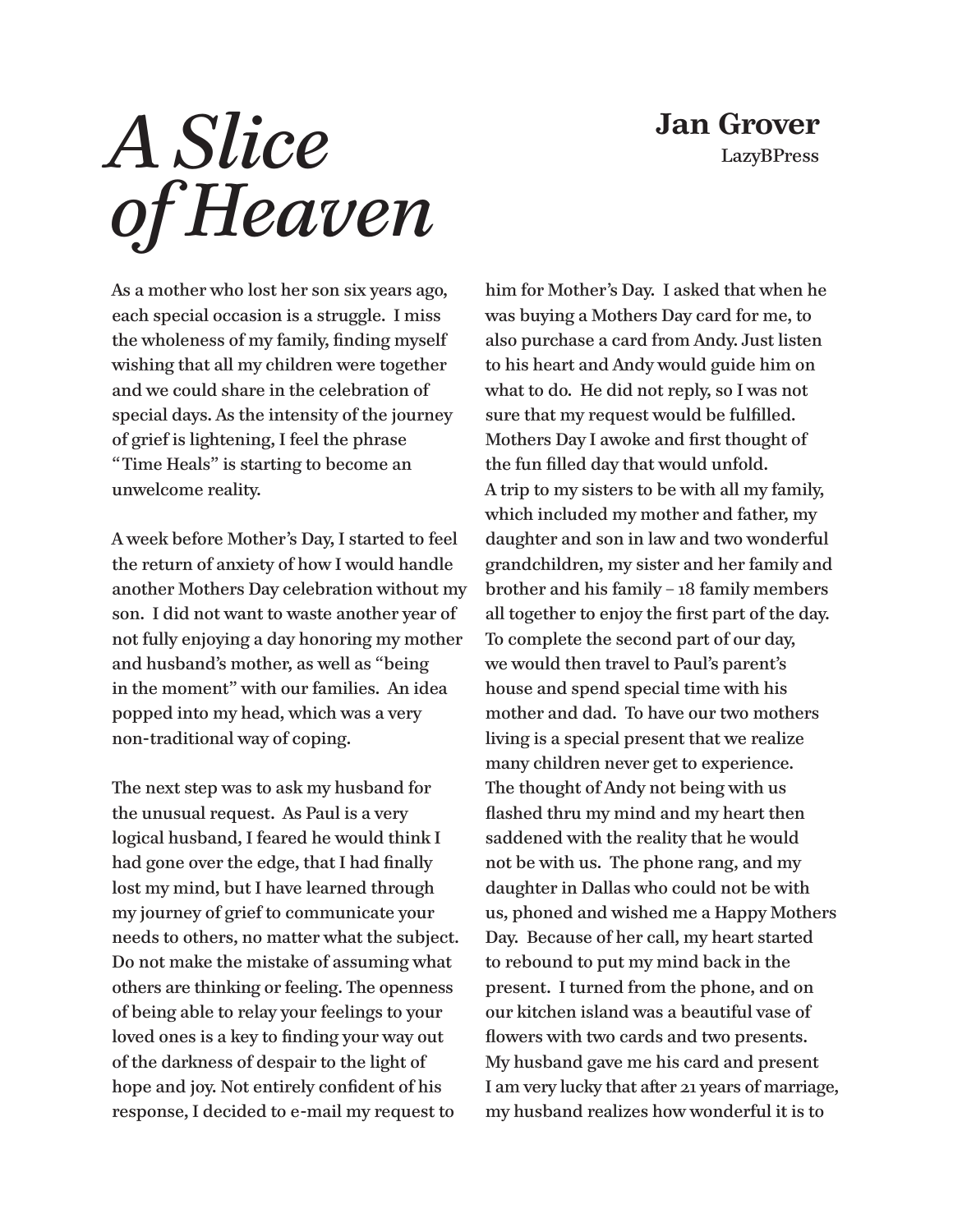# *A Slice of Heaven*

**Jan Grover**
LazyBPress

As a mother who lost her son six years ago, each special occasion is a struggle. I miss the wholeness of my family, finding myself wishing that all my children were together and we could share in the celebration of special days. As the intensity of the journey of grief is lightening, I feel the phrase "Time Heals" is starting to become an unwelcome reality.

A week before Mother's Day, I started to feel the return of anxiety of how I would handle another Mothers Day celebration without my son. I did not want to waste another year of not fully enjoying a day honoring my mother and husband's mother, as well as "being in the moment" with our families. An idea popped into my head, which was a very non-traditional way of coping.

The next step was to ask my husband for the unusual request. As Paul is a very logical husband, I feared he would think I had gone over the edge, that I had finally lost my mind, but I have learned through my journey of grief to communicate your needs to others, no matter what the subject. Do not make the mistake of assuming what others are thinking or feeling. The openness of being able to relay your feelings to your loved ones is a key to finding your way out of the darkness of despair to the light of hope and joy. Not entirely confident of his response, I decided to e-mail my request to him for Mother's Day. I asked that when he was buying a Mothers Day card for me, to also purchase a card from Andy. Just listen to his heart and Andy would guide him on what to do. He did not reply, so I was not sure that my request would be fulfilled. Mothers Day I awoke and first thought of the fun filled day that would unfold.
A trip to my sisters to be with all my family, which included my mother and father, my daughter and son in law and two wonderful grandchildren, my sister and her family and brother and his family – 18 family members all together to enjoy the first part of the day. To complete the second part of our day, we would then travel to Paul's parent's house and spend special time with his mother and dad. To have our two mothers living is a special present that we realize many children never get to experience. The thought of Andy not being with us flashed thru my mind and my heart then saddened with the reality that he would not be with us. The phone rang, and my daughter in Dallas who could not be with us, phoned and wished me a Happy Mothers Day. Because of her call, my heart started to rebound to put my mind back in the present. I turned from the phone, and on our kitchen island was a beautiful vase of flowers with two cards and two presents. My husband gave me his card and present I am very lucky that after 21 years of marriage, my husband realizes how wonderful it is to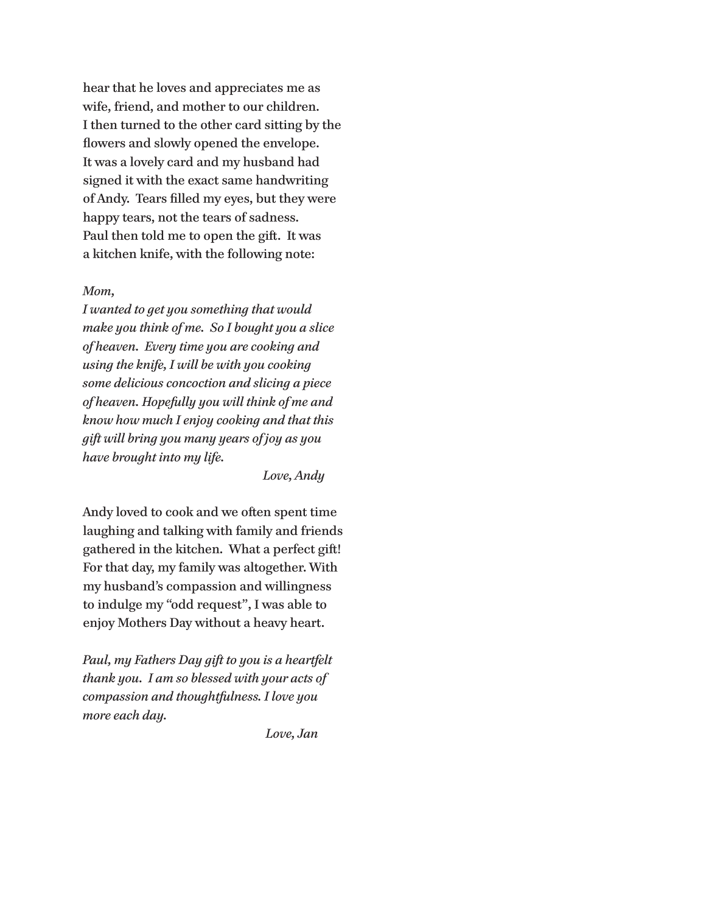hear that he loves and appreciates me as wife, friend, and mother to our children. I then turned to the other card sitting by the flowers and slowly opened the envelope. It was a lovely card and my husband had signed it with the exact same handwriting of Andy. Tears filled my eyes, but they were happy tears, not the tears of sadness. Paul then told me to open the gift. It was a kitchen knife, with the following note:

*Mom,*
*I wanted to get you something that would make you think of me. So I bought you a slice of heaven. Every time you are cooking and using the knife, I will be with you cooking some delicious concoction and slicing a piece of heaven. Hopefully you will think of me and know how much I enjoy cooking and that this gift will bring you many years of joy as you have brought into my life.*

*Love, Andy*

Andy loved to cook and we often spent time laughing and talking with family and friends gathered in the kitchen. What a perfect gift! For that day, my family was altogether. With my husband's compassion and willingness to indulge my "odd request", I was able to enjoy Mothers Day without a heavy heart.

*Paul, my Fathers Day gift to you is a heartfelt thank you. I am so blessed with your acts of compassion and thoughtfulness. I love you more each day.*

*Love, Jan*